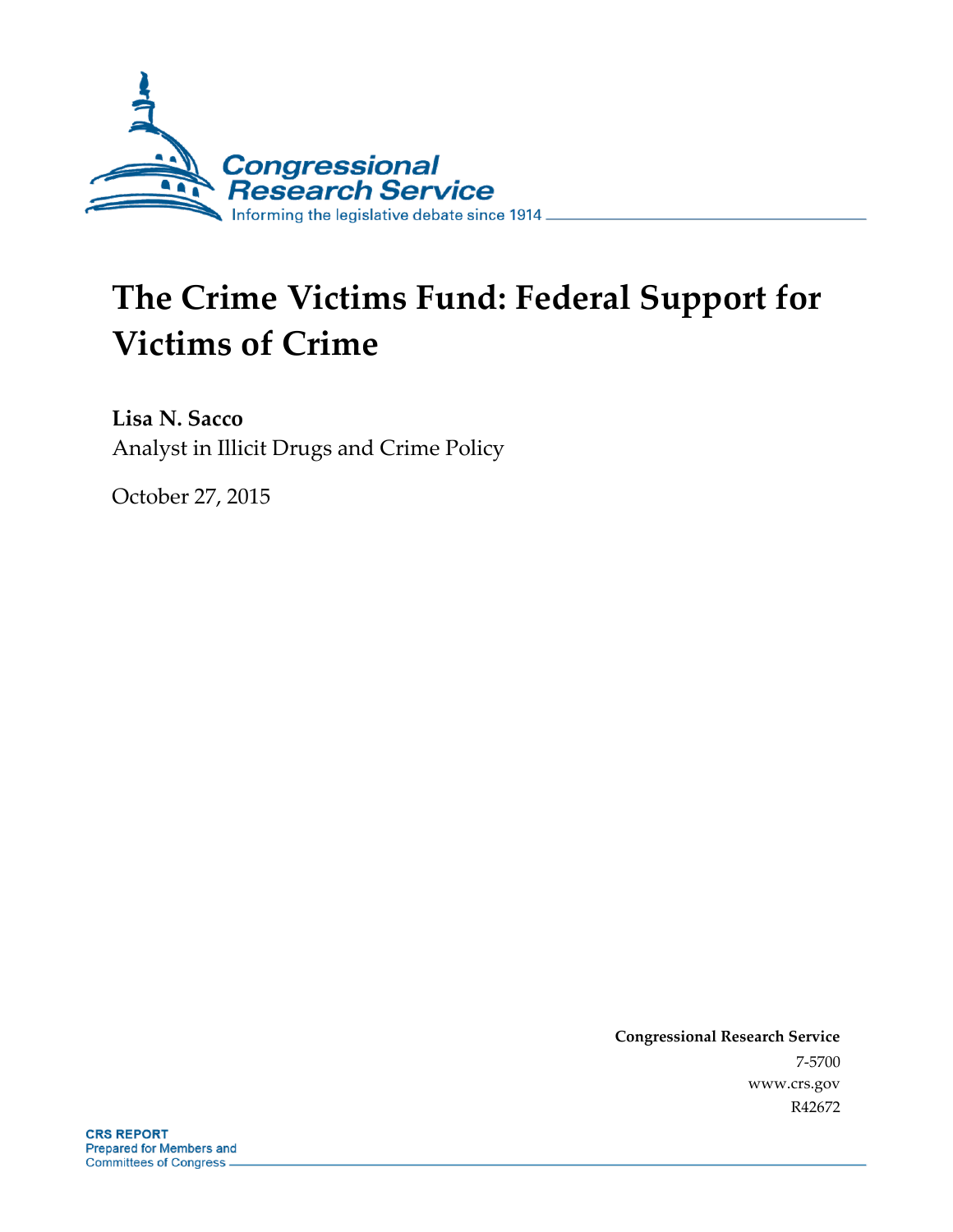# The Crime Victims Fund: Federal Support for Victims of Crime

**Lisa N. Sacco**
Analyst in Illicit Drugs and Crime Policy

October 27, 2015

**Congressional Research Service**
7-5700
www.crs.gov
R42672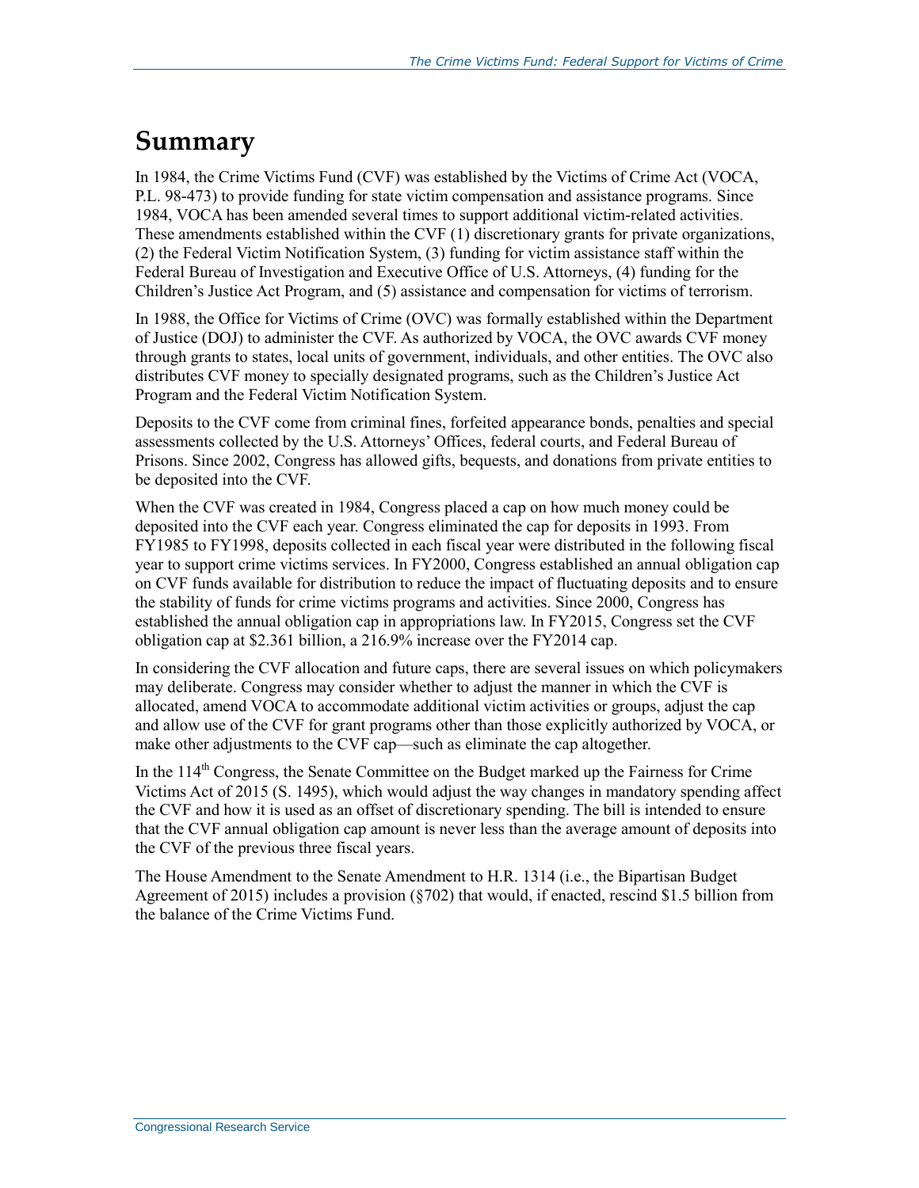# Summary

In 1984, the Crime Victims Fund (CVF) was established by the Victims of Crime Act (VOCA, P.L. 98-473) to provide funding for state victim compensation and assistance programs. Since 1984, VOCA has been amended several times to support additional victim-related activities. These amendments established within the CVF (1) discretionary grants for private organizations, (2) the Federal Victim Notification System, (3) funding for victim assistance staff within the Federal Bureau of Investigation and Executive Office of U.S. Attorneys, (4) funding for the Children's Justice Act Program, and (5) assistance and compensation for victims of terrorism.

In 1988, the Office for Victims of Crime (OVC) was formally established within the Department of Justice (DOJ) to administer the CVF. As authorized by VOCA, the OVC awards CVF money through grants to states, local units of government, individuals, and other entities. The OVC also distributes CVF money to specially designated programs, such as the Children's Justice Act Program and the Federal Victim Notification System.

Deposits to the CVF come from criminal fines, forfeited appearance bonds, penalties and special assessments collected by the U.S. Attorneys' Offices, federal courts, and Federal Bureau of Prisons. Since 2002, Congress has allowed gifts, bequests, and donations from private entities to be deposited into the CVF.

When the CVF was created in 1984, Congress placed a cap on how much money could be deposited into the CVF each year. Congress eliminated the cap for deposits in 1993. From FY1985 to FY1998, deposits collected in each fiscal year were distributed in the following fiscal year to support crime victims services. In FY2000, Congress established an annual obligation cap on CVF funds available for distribution to reduce the impact of fluctuating deposits and to ensure the stability of funds for crime victims programs and activities. Since 2000, Congress has established the annual obligation cap in appropriations law. In FY2015, Congress set the CVF obligation cap at $2.361 billion, a 216.9% increase over the FY2014 cap.

In considering the CVF allocation and future caps, there are several issues on which policymakers may deliberate. Congress may consider whether to adjust the manner in which the CVF is allocated, amend VOCA to accommodate additional victim activities or groups, adjust the cap and allow use of the CVF for grant programs other than those explicitly authorized by VOCA, or make other adjustments to the CVF cap—such as eliminate the cap altogether.

In the 114th Congress, the Senate Committee on the Budget marked up the Fairness for Crime Victims Act of 2015 (S. 1495), which would adjust the way changes in mandatory spending affect the CVF and how it is used as an offset of discretionary spending. The bill is intended to ensure that the CVF annual obligation cap amount is never less than the average amount of deposits into the CVF of the previous three fiscal years.

The House Amendment to the Senate Amendment to H.R. 1314 (i.e., the Bipartisan Budget Agreement of 2015) includes a provision (§702) that would, if enacted, rescind $1.5 billion from the balance of the Crime Victims Fund.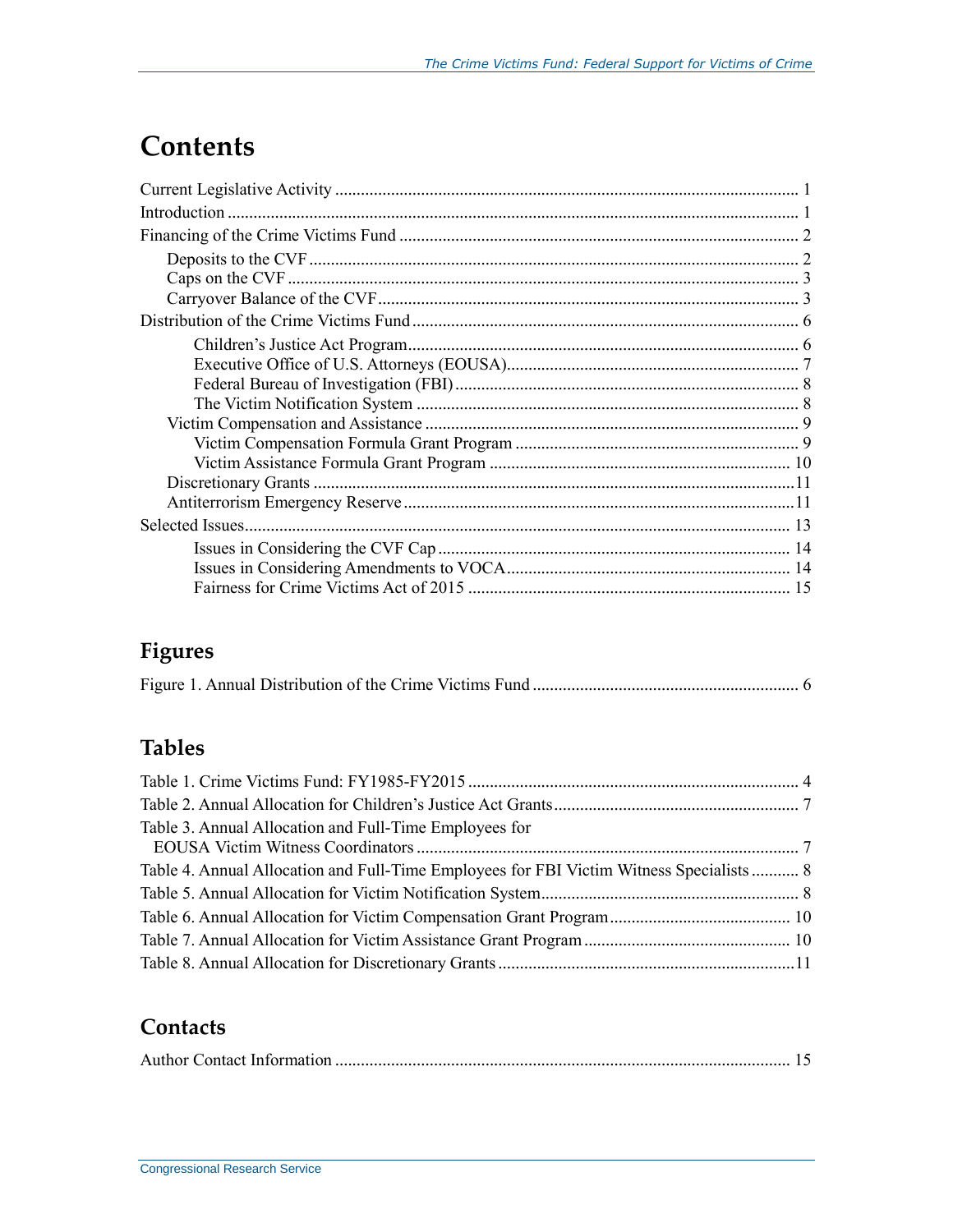# Contents

Current Legislative Activity ..... 1
Introduction ..... 1
Financing of the Crime Victims Fund ..... 2
- Deposits to the CVF ..... 2
- Caps on the CVF ..... 3
- Carryover Balance of the CVF ..... 3

Distribution of the Crime Victims Fund ..... 6
- Children's Justice Act Program ..... 6
- Executive Office of U.S. Attorneys (EOUSA) ..... 7
- Federal Bureau of Investigation (FBI) ..... 8
- The Victim Notification System ..... 8
- Victim Compensation and Assistance ..... 9
  - Victim Compensation Formula Grant Program ..... 9
  - Victim Assistance Formula Grant Program ..... 10
- Discretionary Grants ..... 11
- Antiterrorism Emergency Reserve ..... 11

Selected Issues ..... 13
- Issues in Considering the CVF Cap ..... 14
- Issues in Considering Amendments to VOCA ..... 14
- Fairness for Crime Victims Act of 2015 ..... 15

## Figures

Figure 1. Annual Distribution of the Crime Victims Fund ..... 6

## Tables

Table 1. Crime Victims Fund: FY1985-FY2015 ..... 4
Table 2. Annual Allocation for Children's Justice Act Grants ..... 7
Table 3. Annual Allocation and Full-Time Employees for EOUSA Victim Witness Coordinators ..... 7
Table 4. Annual Allocation and Full-Time Employees for FBI Victim Witness Specialists ..... 8
Table 5. Annual Allocation for Victim Notification System ..... 8
Table 6. Annual Allocation for Victim Compensation Grant Program ..... 10
Table 7. Annual Allocation for Victim Assistance Grant Program ..... 10
Table 8. Annual Allocation for Discretionary Grants ..... 11

## Contacts

Author Contact Information ..... 15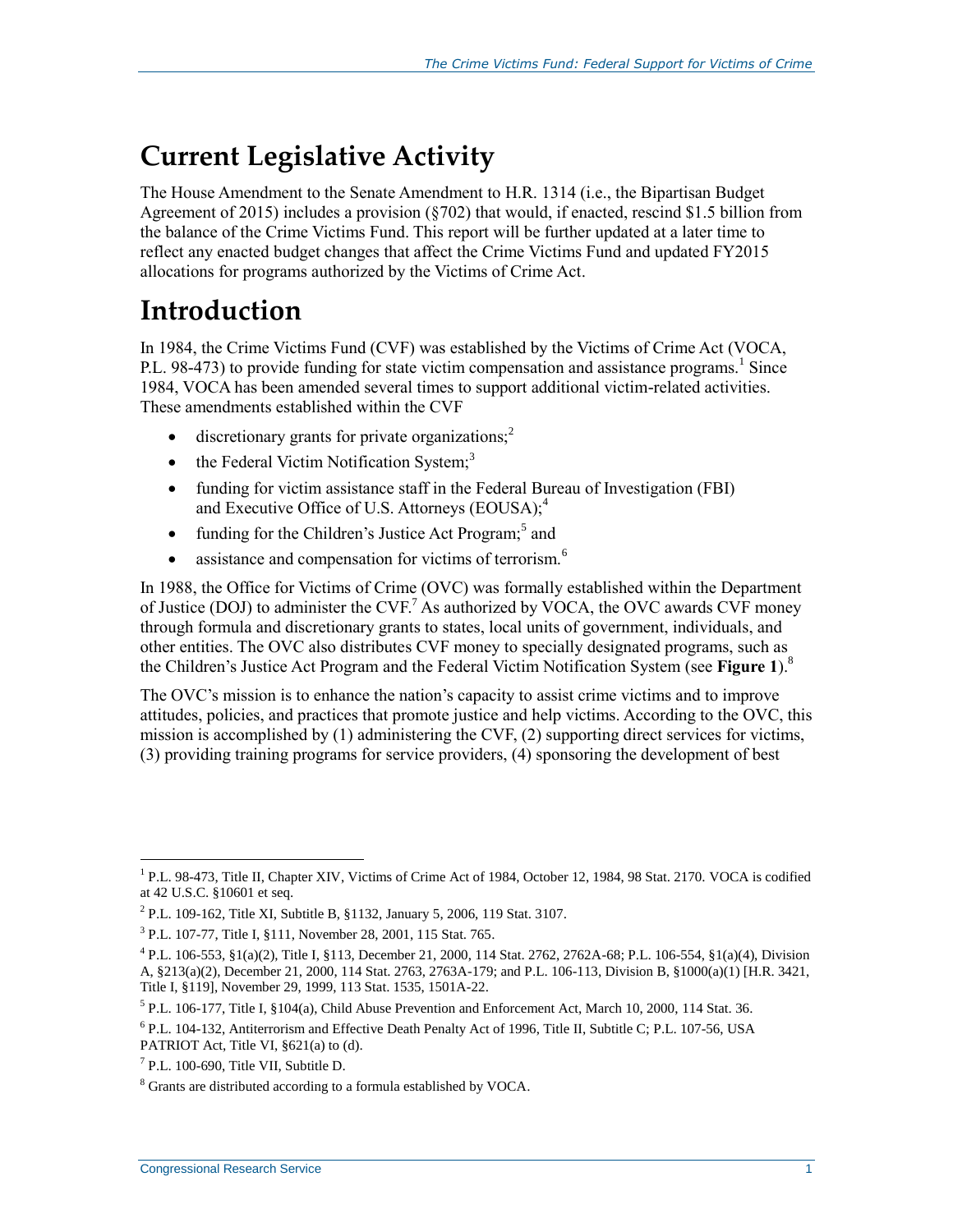# Current Legislative Activity

The House Amendment to the Senate Amendment to H.R. 1314 (i.e., the Bipartisan Budget Agreement of 2015) includes a provision (§702) that would, if enacted, rescind $1.5 billion from the balance of the Crime Victims Fund. This report will be further updated at a later time to reflect any enacted budget changes that affect the Crime Victims Fund and updated FY2015 allocations for programs authorized by the Victims of Crime Act.

# Introduction

In 1984, the Crime Victims Fund (CVF) was established by the Victims of Crime Act (VOCA, P.L. 98-473) to provide funding for state victim compensation and assistance programs.[1] Since 1984, VOCA has been amended several times to support additional victim-related activities. These amendments established within the CVF

- discretionary grants for private organizations;[2]
- the Federal Victim Notification System;[3]
- funding for victim assistance staff in the Federal Bureau of Investigation (FBI) and Executive Office of U.S. Attorneys (EOUSA);[4]
- funding for the Children's Justice Act Program;[5] and
- assistance and compensation for victims of terrorism.[6]

In 1988, the Office for Victims of Crime (OVC) was formally established within the Department of Justice (DOJ) to administer the CVF.[7] As authorized by VOCA, the OVC awards CVF money through formula and discretionary grants to states, local units of government, individuals, and other entities. The OVC also distributes CVF money to specially designated programs, such as the Children's Justice Act Program and the Federal Victim Notification System (see **Figure 1**).[8]

The OVC's mission is to enhance the nation's capacity to assist crime victims and to improve attitudes, policies, and practices that promote justice and help victims. According to the OVC, this mission is accomplished by (1) administering the CVF, (2) supporting direct services for victims, (3) providing training programs for service providers, (4) sponsoring the development of best

---

[1] P.L. 98-473, Title II, Chapter XIV, Victims of Crime Act of 1984, October 12, 1984, 98 Stat. 2170. VOCA is codified at 42 U.S.C. §10601 et seq.

[2] P.L. 109-162, Title XI, Subtitle B, §1132, January 5, 2006, 119 Stat. 3107.

[3] P.L. 107-77, Title I, §111, November 28, 2001, 115 Stat. 765.

[4] P.L. 106-553, §1(a)(2), Title I, §113, December 21, 2000, 114 Stat. 2762, 2762A-68; P.L. 106-554, §1(a)(4), Division A, §213(a)(2), December 21, 2000, 114 Stat. 2763, 2763A-179; and P.L. 106-113, Division B, §1000(a)(1) [H.R. 3421, Title I, §119], November 29, 1999, 113 Stat. 1535, 1501A-22.

[5] P.L. 106-177, Title I, §104(a), Child Abuse Prevention and Enforcement Act, March 10, 2000, 114 Stat. 36.

[6] P.L. 104-132, Antiterrorism and Effective Death Penalty Act of 1996, Title II, Subtitle C; P.L. 107-56, USA PATRIOT Act, Title VI, §621(a) to (d).

[7] P.L. 100-690, Title VII, Subtitle D.

[8] Grants are distributed according to a formula established by VOCA.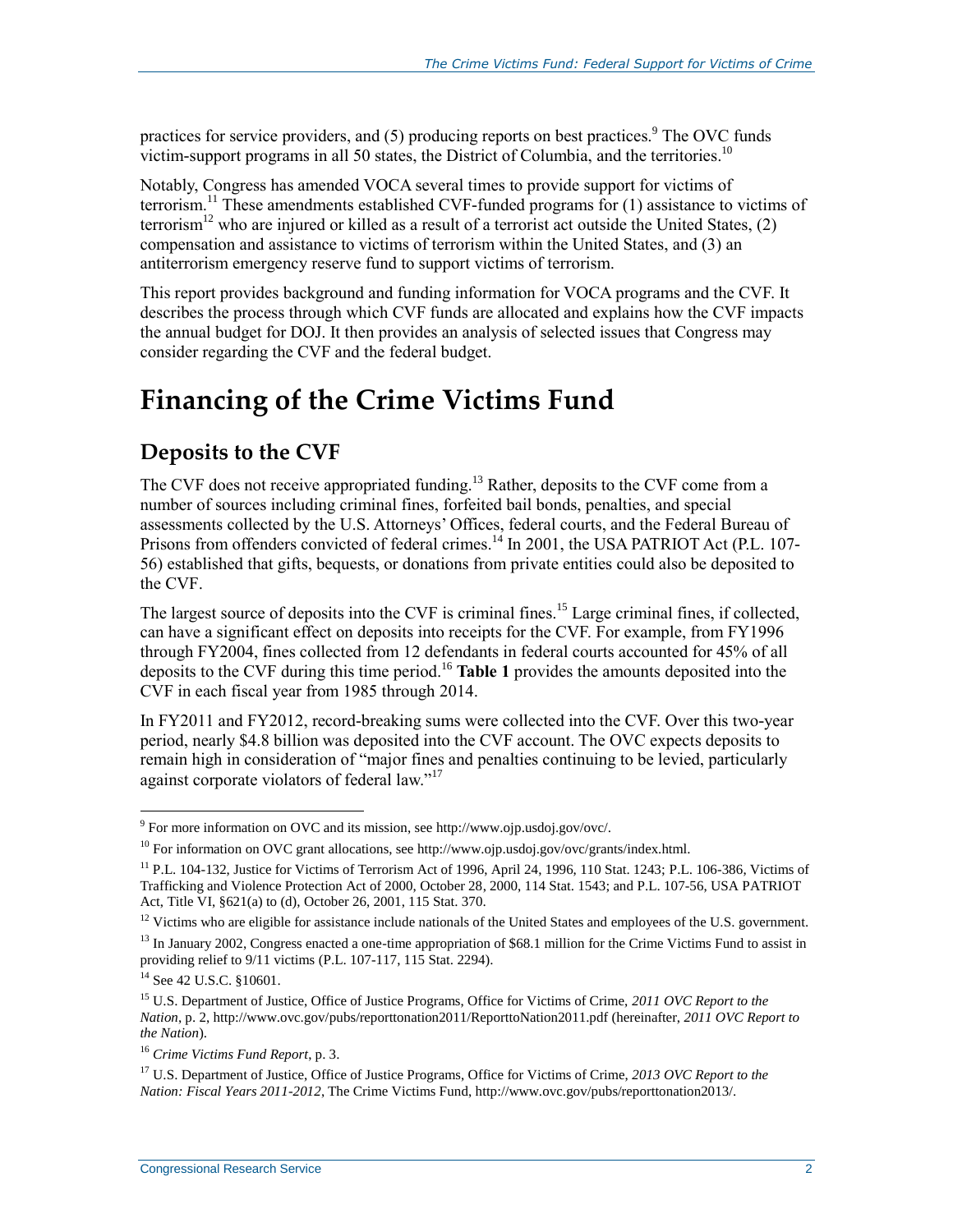practices for service providers, and (5) producing reports on best practices.[9] The OVC funds victim-support programs in all 50 states, the District of Columbia, and the territories.[10]

Notably, Congress has amended VOCA several times to provide support for victims of terrorism.[11] These amendments established CVF-funded programs for (1) assistance to victims of terrorism[12] who are injured or killed as a result of a terrorist act outside the United States, (2) compensation and assistance to victims of terrorism within the United States, and (3) an antiterrorism emergency reserve fund to support victims of terrorism.

This report provides background and funding information for VOCA programs and the CVF. It describes the process through which CVF funds are allocated and explains how the CVF impacts the annual budget for DOJ. It then provides an analysis of selected issues that Congress may consider regarding the CVF and the federal budget.

# Financing of the Crime Victims Fund

## Deposits to the CVF

The CVF does not receive appropriated funding.[13] Rather, deposits to the CVF come from a number of sources including criminal fines, forfeited bail bonds, penalties, and special assessments collected by the U.S. Attorneys' Offices, federal courts, and the Federal Bureau of Prisons from offenders convicted of federal crimes.[14] In 2001, the USA PATRIOT Act (P.L. 107-56) established that gifts, bequests, or donations from private entities could also be deposited to the CVF.

The largest source of deposits into the CVF is criminal fines.[15] Large criminal fines, if collected, can have a significant effect on deposits into receipts for the CVF. For example, from FY1996 through FY2004, fines collected from 12 defendants in federal courts accounted for 45% of all deposits to the CVF during this time period.[16] **Table 1** provides the amounts deposited into the CVF in each fiscal year from 1985 through 2014.

In FY2011 and FY2012, record-breaking sums were collected into the CVF. Over this two-year period, nearly $4.8 billion was deposited into the CVF account. The OVC expects deposits to remain high in consideration of "major fines and penalties continuing to be levied, particularly against corporate violators of federal law."[17]

---

[9] For more information on OVC and its mission, see http://www.ojp.usdoj.gov/ovc/.

[10] For information on OVC grant allocations, see http://www.ojp.usdoj.gov/ovc/grants/index.html.

[11] P.L. 104-132, Justice for Victims of Terrorism Act of 1996, April 24, 1996, 110 Stat. 1243; P.L. 106-386, Victims of Trafficking and Violence Protection Act of 2000, October 28, 2000, 114 Stat. 1543; and P.L. 107-56, USA PATRIOT Act, Title VI, §621(a) to (d), October 26, 2001, 115 Stat. 370.

[12] Victims who are eligible for assistance include nationals of the United States and employees of the U.S. government.

[13] In January 2002, Congress enacted a one-time appropriation of $68.1 million for the Crime Victims Fund to assist in providing relief to 9/11 victims (P.L. 107-117, 115 Stat. 2294).

[14] See 42 U.S.C. §10601.

[15] U.S. Department of Justice, Office of Justice Programs, Office for Victims of Crime, *2011 OVC Report to the Nation*, p. 2, http://www.ovc.gov/pubs/reporttonation2011/ReporttoNation2011.pdf (hereinafter, *2011 OVC Report to the Nation*).

[16] *Crime Victims Fund Report*, p. 3.

[17] U.S. Department of Justice, Office of Justice Programs, Office for Victims of Crime, *2013 OVC Report to the Nation: Fiscal Years 2011-2012*, The Crime Victims Fund, http://www.ovc.gov/pubs/reporttonation2013/.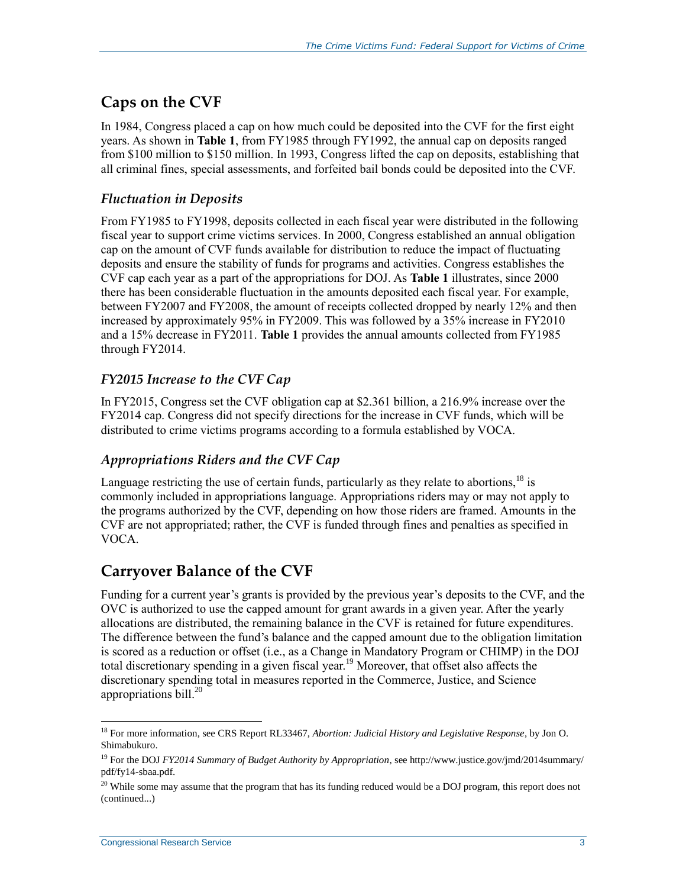## Caps on the CVF

In 1984, Congress placed a cap on how much could be deposited into the CVF for the first eight years. As shown in **Table 1**, from FY1985 through FY1992, the annual cap on deposits ranged from $100 million to $150 million. In 1993, Congress lifted the cap on deposits, establishing that all criminal fines, special assessments, and forfeited bail bonds could be deposited into the CVF.

### *Fluctuation in Deposits*

From FY1985 to FY1998, deposits collected in each fiscal year were distributed in the following fiscal year to support crime victims services. In 2000, Congress established an annual obligation cap on the amount of CVF funds available for distribution to reduce the impact of fluctuating deposits and ensure the stability of funds for programs and activities. Congress establishes the CVF cap each year as a part of the appropriations for DOJ. As **Table 1** illustrates, since 2000 there has been considerable fluctuation in the amounts deposited each fiscal year. For example, between FY2007 and FY2008, the amount of receipts collected dropped by nearly 12% and then increased by approximately 95% in FY2009. This was followed by a 35% increase in FY2010 and a 15% decrease in FY2011. **Table 1** provides the annual amounts collected from FY1985 through FY2014.

### *FY2015 Increase to the CVF Cap*

In FY2015, Congress set the CVF obligation cap at $2.361 billion, a 216.9% increase over the FY2014 cap. Congress did not specify directions for the increase in CVF funds, which will be distributed to crime victims programs according to a formula established by VOCA.

### *Appropriations Riders and the CVF Cap*

Language restricting the use of certain funds, particularly as they relate to abortions,[18] is commonly included in appropriations language. Appropriations riders may or may not apply to the programs authorized by the CVF, depending on how those riders are framed. Amounts in the CVF are not appropriated; rather, the CVF is funded through fines and penalties as specified in VOCA.

## Carryover Balance of the CVF

Funding for a current year's grants is provided by the previous year's deposits to the CVF, and the OVC is authorized to use the capped amount for grant awards in a given year. After the yearly allocations are distributed, the remaining balance in the CVF is retained for future expenditures. The difference between the fund's balance and the capped amount due to the obligation limitation is scored as a reduction or offset (i.e., as a Change in Mandatory Program or CHIMP) in the DOJ total discretionary spending in a given fiscal year.[19] Moreover, that offset also affects the discretionary spending total in measures reported in the Commerce, Justice, and Science appropriations bill.[20]

---

[18] For more information, see CRS Report RL33467, *Abortion: Judicial History and Legislative Response*, by Jon O. Shimabukuro.

[19] For the DOJ *FY2014 Summary of Budget Authority by Appropriation*, see http://www.justice.gov/jmd/2014summary/pdf/fy14-sbaa.pdf.

[20] While some may assume that the program that has its funding reduced would be a DOJ program, this report does not (continued...)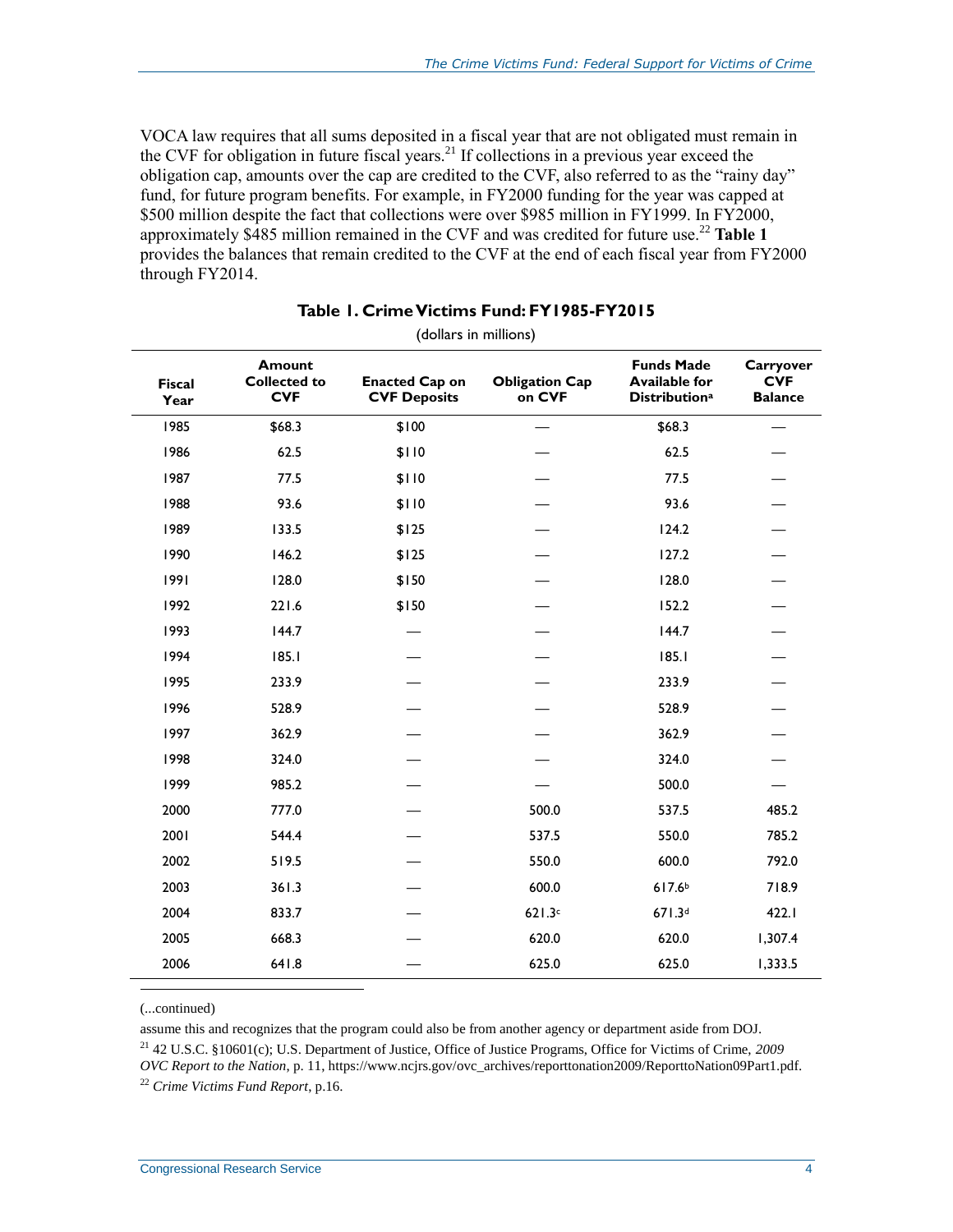VOCA law requires that all sums deposited in a fiscal year that are not obligated must remain in the CVF for obligation in future fiscal years.[21] If collections in a previous year exceed the obligation cap, amounts over the cap are credited to the CVF, also referred to as the "rainy day" fund, for future program benefits. For example, in FY2000 funding for the year was capped at $500 million despite the fact that collections were over $985 million in FY1999. In FY2000, approximately $485 million remained in the CVF and was credited for future use.[22] **Table 1** provides the balances that remain credited to the CVF at the end of each fiscal year from FY2000 through FY2014.

**Table 1. Crime Victims Fund: FY1985-FY2015**

(dollars in millions)

| Fiscal Year | Amount Collected to CVF | Enacted Cap on CVF Deposits | Obligation Cap on CVF | Funds Made Available for Distribution[a] | Carryover CVF Balance |
|---|---|---|---|---|---|
| 1985 | $68.3 | $100 | — | $68.3 | — |
| 1986 | 62.5 | $110 | — | 62.5 | — |
| 1987 | 77.5 | $110 | — | 77.5 | — |
| 1988 | 93.6 | $110 | — | 93.6 | — |
| 1989 | 133.5 | $125 | — | 124.2 | — |
| 1990 | 146.2 | $125 | — | 127.2 | — |
| 1991 | 128.0 | $150 | — | 128.0 | — |
| 1992 | 221.6 | $150 | — | 152.2 | — |
| 1993 | 144.7 | — | — | 144.7 | — |
| 1994 | 185.1 | — | — | 185.1 | — |
| 1995 | 233.9 | — | — | 233.9 | — |
| 1996 | 528.9 | — | — | 528.9 | — |
| 1997 | 362.9 | — | — | 362.9 | — |
| 1998 | 324.0 | — | — | 324.0 | — |
| 1999 | 985.2 | — | — | 500.0 | — |
| 2000 | 777.0 | — | 500.0 | 537.5 | 485.2 |
| 2001 | 544.4 | — | 537.5 | 550.0 | 785.2 |
| 2002 | 519.5 | — | 550.0 | 600.0 | 792.0 |
| 2003 | 361.3 | — | 600.0 | 617.6[b] | 718.9 |
| 2004 | 833.7 | — | 621.3[c] | 671.3[d] | 422.1 |
| 2005 | 668.3 | — | 620.0 | 620.0 | 1,307.4 |
| 2006 | 641.8 | — | 625.0 | 625.0 | 1,333.5 |

(...continued)

assume this and recognizes that the program could also be from another agency or department aside from DOJ.

[21] 42 U.S.C. §10601(c); U.S. Department of Justice, Office of Justice Programs, Office for Victims of Crime, *2009 OVC Report to the Nation*, p. 11, https://www.ncjrs.gov/ovc_archives/reporttonation2009/ReporttoNation09Part1.pdf.

[22] *Crime Victims Fund Report*, p.16.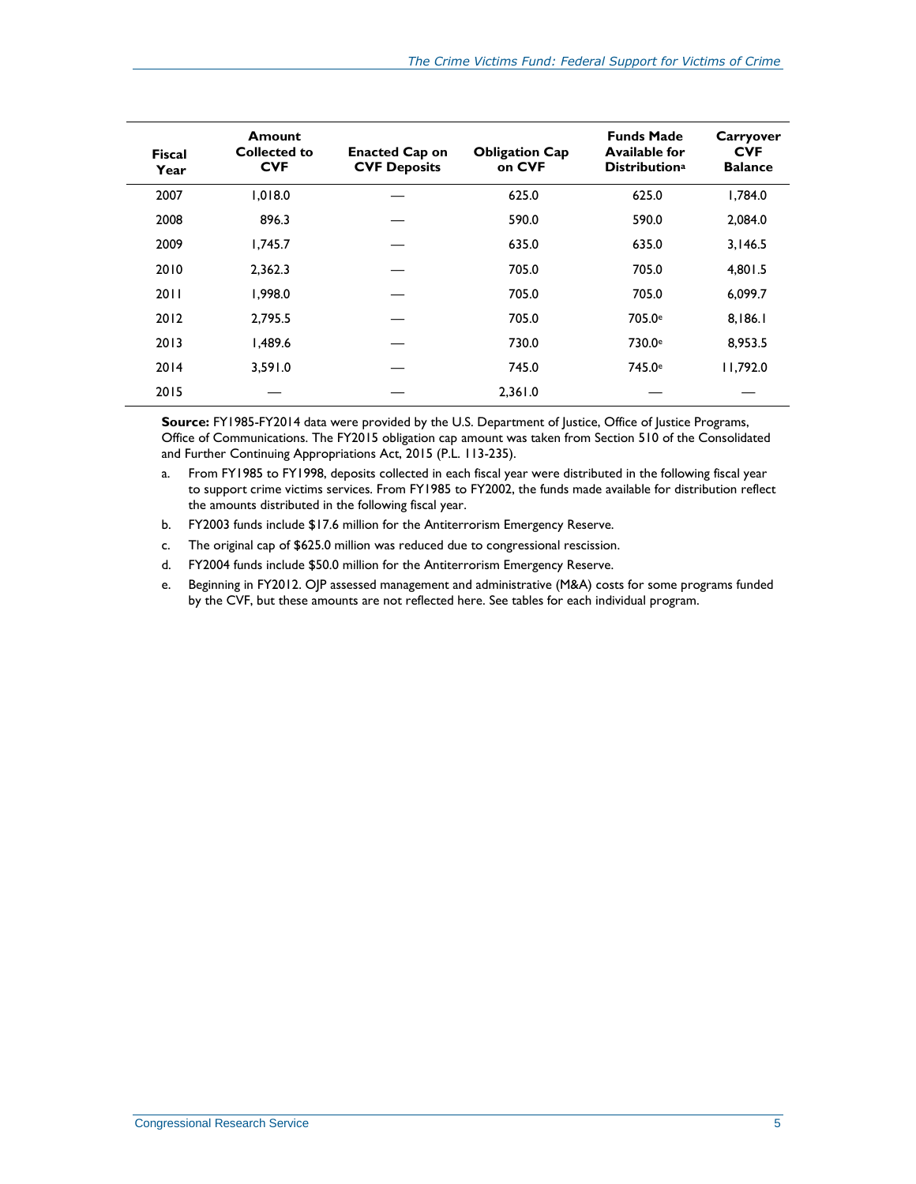| Fiscal Year | Amount Collected to CVF | Enacted Cap on CVF Deposits | Obligation Cap on CVF | Funds Made Available for Distribution[a] | Carryover CVF Balance |
|---|---|---|---|---|---|
| 2007 | 1,018.0 | — | 625.0 | 625.0 | 1,784.0 |
| 2008 | 896.3 | — | 590.0 | 590.0 | 2,084.0 |
| 2009 | 1,745.7 | — | 635.0 | 635.0 | 3,146.5 |
| 2010 | 2,362.3 | — | 705.0 | 705.0 | 4,801.5 |
| 2011 | 1,998.0 | — | 705.0 | 705.0 | 6,099.7 |
| 2012 | 2,795.5 | — | 705.0 | 705.0[e] | 8,186.1 |
| 2013 | 1,489.6 | — | 730.0 | 730.0[e] | 8,953.5 |
| 2014 | 3,591.0 | — | 745.0 | 745.0[e] | 11,792.0 |
| 2015 | — | — | 2,361.0 | — | — |

**Source:** FY1985-FY2014 data were provided by the U.S. Department of Justice, Office of Justice Programs, Office of Communications. The FY2015 obligation cap amount was taken from Section 510 of the Consolidated and Further Continuing Appropriations Act, 2015 (P.L. 113-235).

a. From FY1985 to FY1998, deposits collected in each fiscal year were distributed in the following fiscal year to support crime victims services. From FY1985 to FY2002, the funds made available for distribution reflect the amounts distributed in the following fiscal year.

b. FY2003 funds include $17.6 million for the Antiterrorism Emergency Reserve.

c. The original cap of $625.0 million was reduced due to congressional rescission.

d. FY2004 funds include $50.0 million for the Antiterrorism Emergency Reserve.

e. Beginning in FY2012. OJP assessed management and administrative (M&A) costs for some programs funded by the CVF, but these amounts are not reflected here. See tables for each individual program.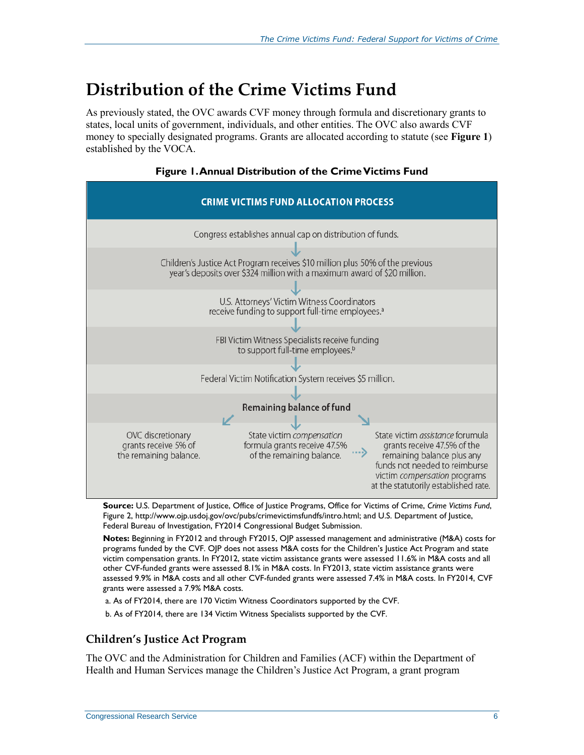# Distribution of the Crime Victims Fund

As previously stated, the OVC awards CVF money through formula and discretionary grants to states, local units of government, individuals, and other entities. The OVC also awards CVF money to specially designated programs. Grants are allocated according to statute (see **Figure 1**) established by the VOCA.

**Figure 1. Annual Distribution of the Crime Victims Fund**

**CRIME VICTIMS FUND ALLOCATION PROCESS**

Congress establishes annual cap on distribution of funds.

↓

Children's Justice Act Program receives $10 million plus 50% of the previous year's deposits over $324 million with a maximum award of $20 million.

↓

U.S. Attorneys' Victim Witness Coordinators receive funding to support full-time employees.[a]

↓

FBI Victim Witness Specialists receive funding to support full-time employees.[b]

↓

Federal Victim Notification System receives $5 million.

↓

**Remaining balance of fund**

- OVC discretionary grants receive 5% of the remaining balance.
- State victim *compensation* formula grants receive 47.5% of the remaining balance.
- State victim *assistance* forumula grants receive 47.5% of the remaining balance plus any funds not needed to reimburse victim *compensation* programs at the statutorily established rate.

**Source:** U.S. Department of Justice, Office of Justice Programs, Office for Victims of Crime, *Crime Victims Fund*, Figure 2, http://www.ojp.usdoj.gov/ovc/pubs/crimevictimsfundfs/intro.html; and U.S. Department of Justice, Federal Bureau of Investigation, FY2014 Congressional Budget Submission.

**Notes:** Beginning in FY2012 and through FY2015, OJP assessed management and administrative (M&A) costs for programs funded by the CVF. OJP does not assess M&A costs for the Children's Justice Act Program and state victim compensation grants. In FY2012, state victim assistance grants were assessed 11.6% in M&A costs and all other CVF-funded grants were assessed 8.1% in M&A costs. In FY2013, state victim assistance grants were assessed 9.9% in M&A costs and all other CVF-funded grants were assessed 7.4% in M&A costs. In FY2014, CVF grants were assessed a 7.9% M&A costs.

a. As of FY2014, there are 170 Victim Witness Coordinators supported by the CVF.

b. As of FY2014, there are 134 Victim Witness Specialists supported by the CVF.

### Children's Justice Act Program

The OVC and the Administration for Children and Families (ACF) within the Department of Health and Human Services manage the Children's Justice Act Program, a grant program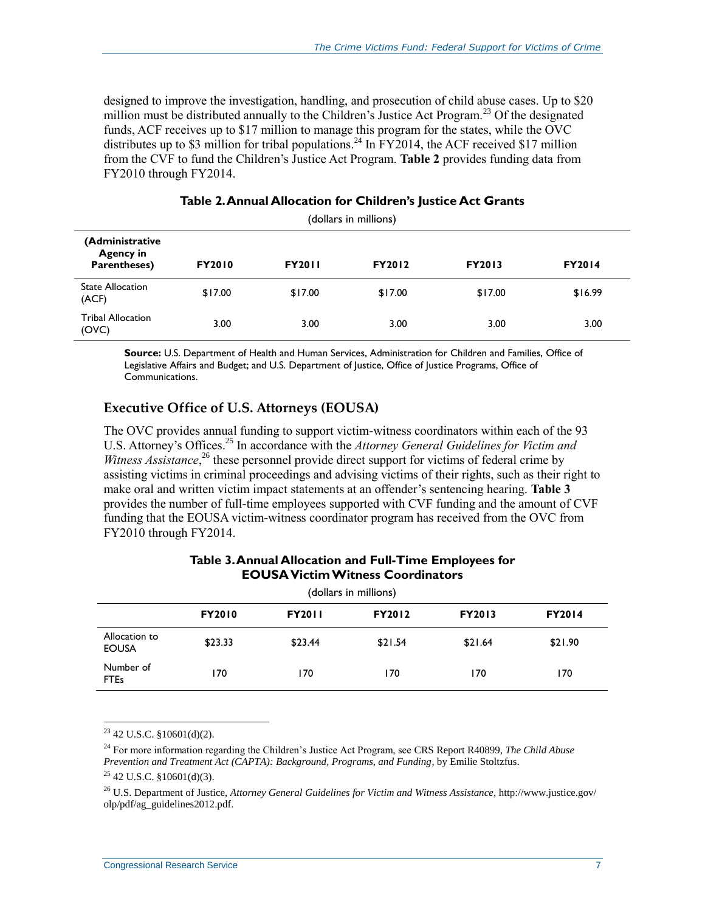designed to improve the investigation, handling, and prosecution of child abuse cases. Up to $20 million must be distributed annually to the Children's Justice Act Program.[23] Of the designated funds, ACF receives up to $17 million to manage this program for the states, while the OVC distributes up to $3 million for tribal populations.[24] In FY2014, the ACF received $17 million from the CVF to fund the Children's Justice Act Program. **Table 2** provides funding data from FY2010 through FY2014.

**Table 2. Annual Allocation for Children's Justice Act Grants**

(dollars in millions)

| (Administrative Agency in Parentheses) | FY2010 | FY2011 | FY2012 | FY2013 | FY2014 |
|---|---|---|---|---|---|
| State Allocation (ACF) | $17.00 | $17.00 | $17.00 | $17.00 | $16.99 |
| Tribal Allocation (OVC) | 3.00 | 3.00 | 3.00 | 3.00 | 3.00 |

**Source:** U.S. Department of Health and Human Services, Administration for Children and Families, Office of Legislative Affairs and Budget; and U.S. Department of Justice, Office of Justice Programs, Office of Communications.

## Executive Office of U.S. Attorneys (EOUSA)

The OVC provides annual funding to support victim-witness coordinators within each of the 93 U.S. Attorney's Offices.[25] In accordance with the *Attorney General Guidelines for Victim and Witness Assistance*,[26] these personnel provide direct support for victims of federal crime by assisting victims in criminal proceedings and advising victims of their rights, such as their right to make oral and written victim impact statements at an offender's sentencing hearing. **Table 3** provides the number of full-time employees supported with CVF funding and the amount of CVF funding that the EOUSA victim-witness coordinator program has received from the OVC from FY2010 through FY2014.

**Table 3. Annual Allocation and Full-Time Employees for EOUSA Victim Witness Coordinators**

(dollars in millions)

| | FY2010 | FY2011 | FY2012 | FY2013 | FY2014 |
|---|---|---|---|---|---|
| Allocation to EOUSA | $23.33 | $23.44 | $21.54 | $21.64 | $21.90 |
| Number of FTEs | 170 | 170 | 170 | 170 | 170 |

[23] 42 U.S.C. §10601(d)(2).

[24] For more information regarding the Children's Justice Act Program, see CRS Report R40899, *The Child Abuse Prevention and Treatment Act (CAPTA): Background, Programs, and Funding*, by Emilie Stoltzfus.

[25] 42 U.S.C. §10601(d)(3).

[26] U.S. Department of Justice, *Attorney General Guidelines for Victim and Witness Assistance*, http://www.justice.gov/olp/pdf/ag_guidelines2012.pdf.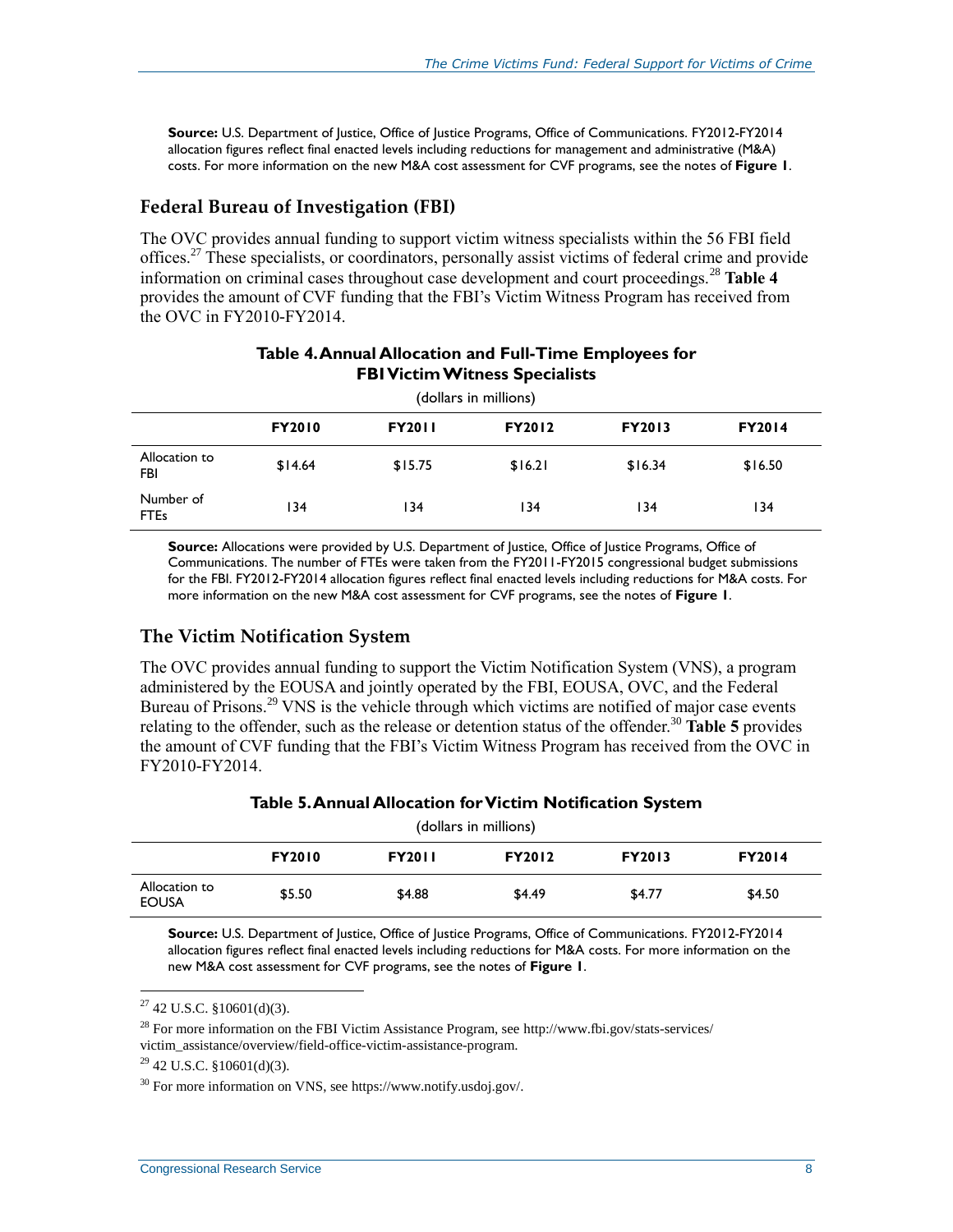**Source:** U.S. Department of Justice, Office of Justice Programs, Office of Communications. FY2012-FY2014 allocation figures reflect final enacted levels including reductions for management and administrative (M&A) costs. For more information on the new M&A cost assessment for CVF programs, see the notes of **Figure 1**.

## Federal Bureau of Investigation (FBI)

The OVC provides annual funding to support victim witness specialists within the 56 FBI field offices.[27] These specialists, or coordinators, personally assist victims of federal crime and provide information on criminal cases throughout case development and court proceedings.[28] **Table 4** provides the amount of CVF funding that the FBI's Victim Witness Program has received from the OVC in FY2010-FY2014.

**Table 4. Annual Allocation and Full-Time Employees for FBI Victim Witness Specialists**

(dollars in millions)

| | FY2010 | FY2011 | FY2012 | FY2013 | FY2014 |
|---|---|---|---|---|---|
| Allocation to FBI | $14.64 | $15.75 | $16.21 | $16.34 | $16.50 |
| Number of FTEs | 134 | 134 | 134 | 134 | 134 |

**Source:** Allocations were provided by U.S. Department of Justice, Office of Justice Programs, Office of Communications. The number of FTEs were taken from the FY2011-FY2015 congressional budget submissions for the FBI. FY2012-FY2014 allocation figures reflect final enacted levels including reductions for M&A costs. For more information on the new M&A cost assessment for CVF programs, see the notes of **Figure 1**.

## The Victim Notification System

The OVC provides annual funding to support the Victim Notification System (VNS), a program administered by the EOUSA and jointly operated by the FBI, EOUSA, OVC, and the Federal Bureau of Prisons.[29] VNS is the vehicle through which victims are notified of major case events relating to the offender, such as the release or detention status of the offender.[30] **Table 5** provides the amount of CVF funding that the FBI's Victim Witness Program has received from the OVC in FY2010-FY2014.

**Table 5. Annual Allocation for Victim Notification System**

(dollars in millions)

| | FY2010 | FY2011 | FY2012 | FY2013 | FY2014 |
|---|---|---|---|---|---|
| Allocation to EOUSA | $5.50 | $4.88 | $4.49 | $4.77 | $4.50 |

**Source:** U.S. Department of Justice, Office of Justice Programs, Office of Communications. FY2012-FY2014 allocation figures reflect final enacted levels including reductions for M&A costs. For more information on the new M&A cost assessment for CVF programs, see the notes of **Figure 1**.

---

[27] 42 U.S.C. §10601(d)(3).

[28] For more information on the FBI Victim Assistance Program, see http://www.fbi.gov/stats-services/victim_assistance/overview/field-office-victim-assistance-program.

[29] 42 U.S.C. §10601(d)(3).

[30] For more information on VNS, see https://www.notify.usdoj.gov/.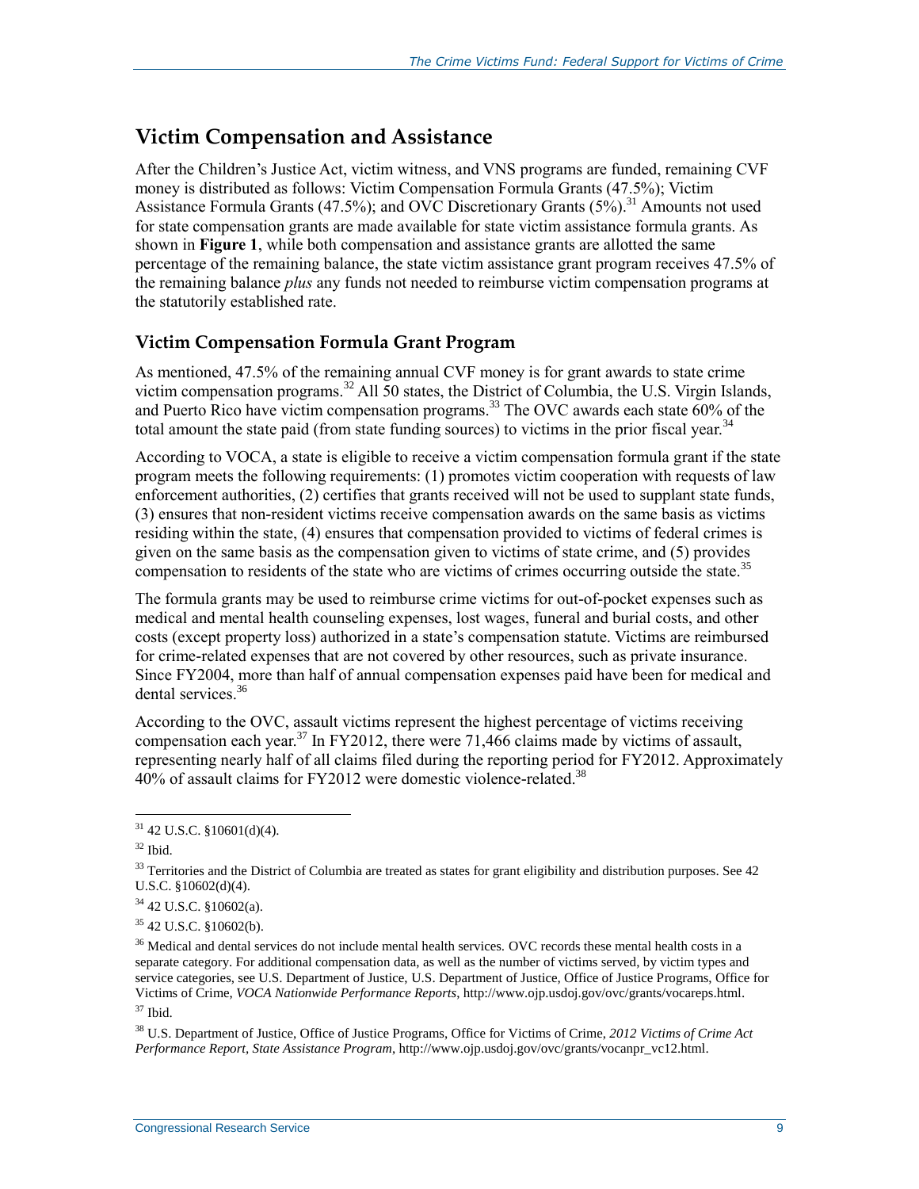## Victim Compensation and Assistance

After the Children's Justice Act, victim witness, and VNS programs are funded, remaining CVF money is distributed as follows: Victim Compensation Formula Grants (47.5%); Victim Assistance Formula Grants (47.5%); and OVC Discretionary Grants (5%).[31] Amounts not used for state compensation grants are made available for state victim assistance formula grants. As shown in **Figure 1**, while both compensation and assistance grants are allotted the same percentage of the remaining balance, the state victim assistance grant program receives 47.5% of the remaining balance *plus* any funds not needed to reimburse victim compensation programs at the statutorily established rate.

### Victim Compensation Formula Grant Program

As mentioned, 47.5% of the remaining annual CVF money is for grant awards to state crime victim compensation programs.[32] All 50 states, the District of Columbia, the U.S. Virgin Islands, and Puerto Rico have victim compensation programs.[33] The OVC awards each state 60% of the total amount the state paid (from state funding sources) to victims in the prior fiscal year.[34]

According to VOCA, a state is eligible to receive a victim compensation formula grant if the state program meets the following requirements: (1) promotes victim cooperation with requests of law enforcement authorities, (2) certifies that grants received will not be used to supplant state funds, (3) ensures that non-resident victims receive compensation awards on the same basis as victims residing within the state, (4) ensures that compensation provided to victims of federal crimes is given on the same basis as the compensation given to victims of state crime, and (5) provides compensation to residents of the state who are victims of crimes occurring outside the state.[35]

The formula grants may be used to reimburse crime victims for out-of-pocket expenses such as medical and mental health counseling expenses, lost wages, funeral and burial costs, and other costs (except property loss) authorized in a state's compensation statute. Victims are reimbursed for crime-related expenses that are not covered by other resources, such as private insurance. Since FY2004, more than half of annual compensation expenses paid have been for medical and dental services.[36]

According to the OVC, assault victims represent the highest percentage of victims receiving compensation each year.[37] In FY2012, there were 71,466 claims made by victims of assault, representing nearly half of all claims filed during the reporting period for FY2012. Approximately 40% of assault claims for FY2012 were domestic violence-related.[38]

---

[31] 42 U.S.C. §10601(d)(4).

[32] Ibid.

[33] Territories and the District of Columbia are treated as states for grant eligibility and distribution purposes. See 42 U.S.C. §10602(d)(4).

[34] 42 U.S.C. §10602(a).

[35] 42 U.S.C. §10602(b).

[36] Medical and dental services do not include mental health services. OVC records these mental health costs in a separate category. For additional compensation data, as well as the number of victims served, by victim types and service categories, see U.S. Department of Justice, U.S. Department of Justice, Office of Justice Programs, Office for Victims of Crime, *VOCA Nationwide Performance Reports*, http://www.ojp.usdoj.gov/ovc/grants/vocareps.html.

[37] Ibid.

[38] U.S. Department of Justice, Office of Justice Programs, Office for Victims of Crime, *2012 Victims of Crime Act Performance Report, State Assistance Program*, http://www.ojp.usdoj.gov/ovc/grants/vocanpr_vc12.html.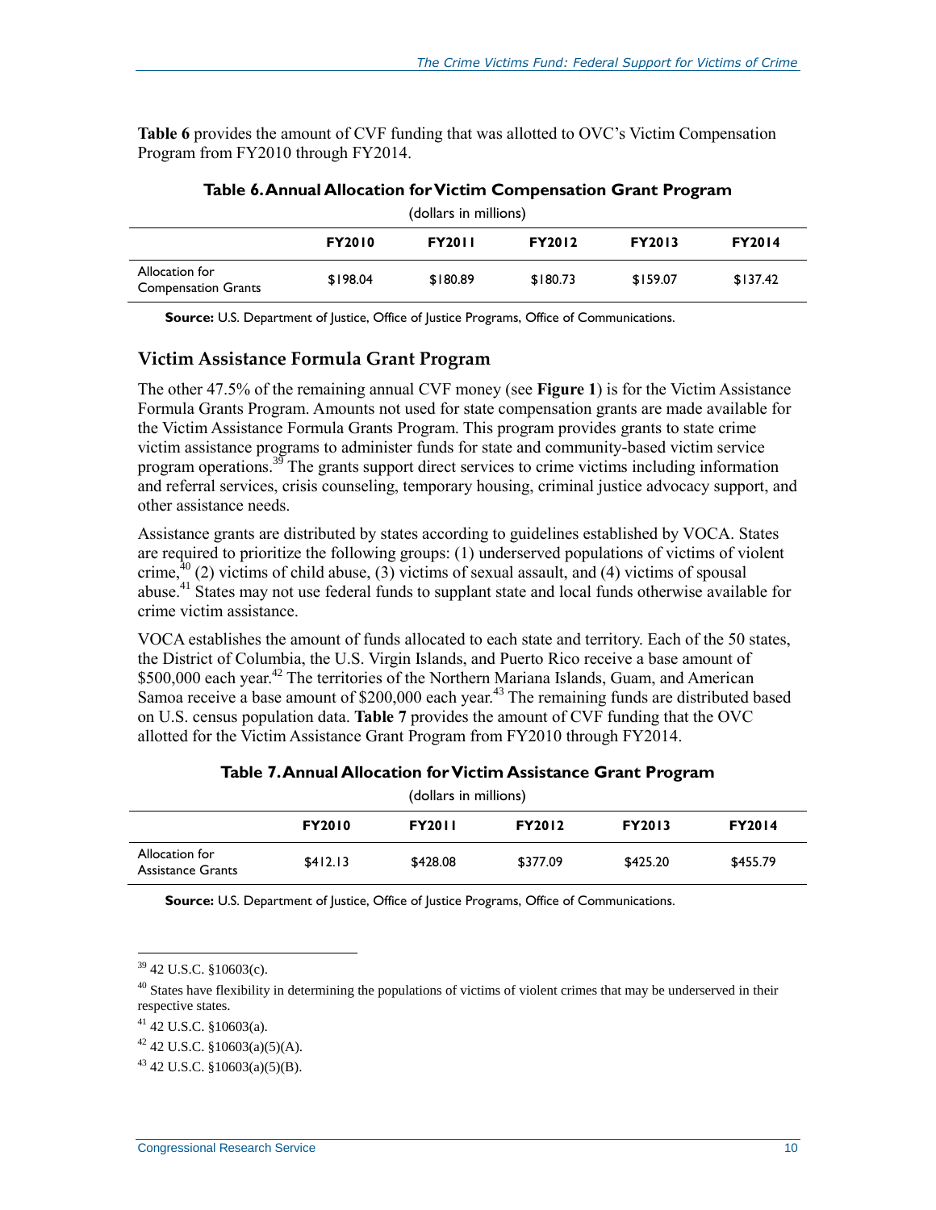**Table 6** provides the amount of CVF funding that was allotted to OVC's Victim Compensation Program from FY2010 through FY2014.

**Table 6. Annual Allocation for Victim Compensation Grant Program**

(dollars in millions)

| | FY2010 | FY2011 | FY2012 | FY2013 | FY2014 |
|---|---|---|---|---|---|
| Allocation for Compensation Grants | $198.04 | $180.89 | $180.73 | $159.07 | $137.42 |

**Source:** U.S. Department of Justice, Office of Justice Programs, Office of Communications.

### Victim Assistance Formula Grant Program

The other 47.5% of the remaining annual CVF money (see **Figure 1**) is for the Victim Assistance Formula Grants Program. Amounts not used for state compensation grants are made available for the Victim Assistance Formula Grants Program. This program provides grants to state crime victim assistance programs to administer funds for state and community-based victim service program operations.[39] The grants support direct services to crime victims including information and referral services, crisis counseling, temporary housing, criminal justice advocacy support, and other assistance needs.

Assistance grants are distributed by states according to guidelines established by VOCA. States are required to prioritize the following groups: (1) underserved populations of victims of violent crime,[40] (2) victims of child abuse, (3) victims of sexual assault, and (4) victims of spousal abuse.[41] States may not use federal funds to supplant state and local funds otherwise available for crime victim assistance.

VOCA establishes the amount of funds allocated to each state and territory. Each of the 50 states, the District of Columbia, the U.S. Virgin Islands, and Puerto Rico receive a base amount of $500,000 each year.[42] The territories of the Northern Mariana Islands, Guam, and American Samoa receive a base amount of $200,000 each year.[43] The remaining funds are distributed based on U.S. census population data. **Table 7** provides the amount of CVF funding that the OVC allotted for the Victim Assistance Grant Program from FY2010 through FY2014.

**Table 7. Annual Allocation for Victim Assistance Grant Program**

(dollars in millions)

| | FY2010 | FY2011 | FY2012 | FY2013 | FY2014 |
|---|---|---|---|---|---|
| Allocation for Assistance Grants | $412.13 | $428.08 | $377.09 | $425.20 | $455.79 |

**Source:** U.S. Department of Justice, Office of Justice Programs, Office of Communications.

---

[39] 42 U.S.C. §10603(c).

[40] States have flexibility in determining the populations of victims of violent crimes that may be underserved in their respective states.

[41] 42 U.S.C. §10603(a).

[42] 42 U.S.C. §10603(a)(5)(A).

[43] 42 U.S.C. §10603(a)(5)(B).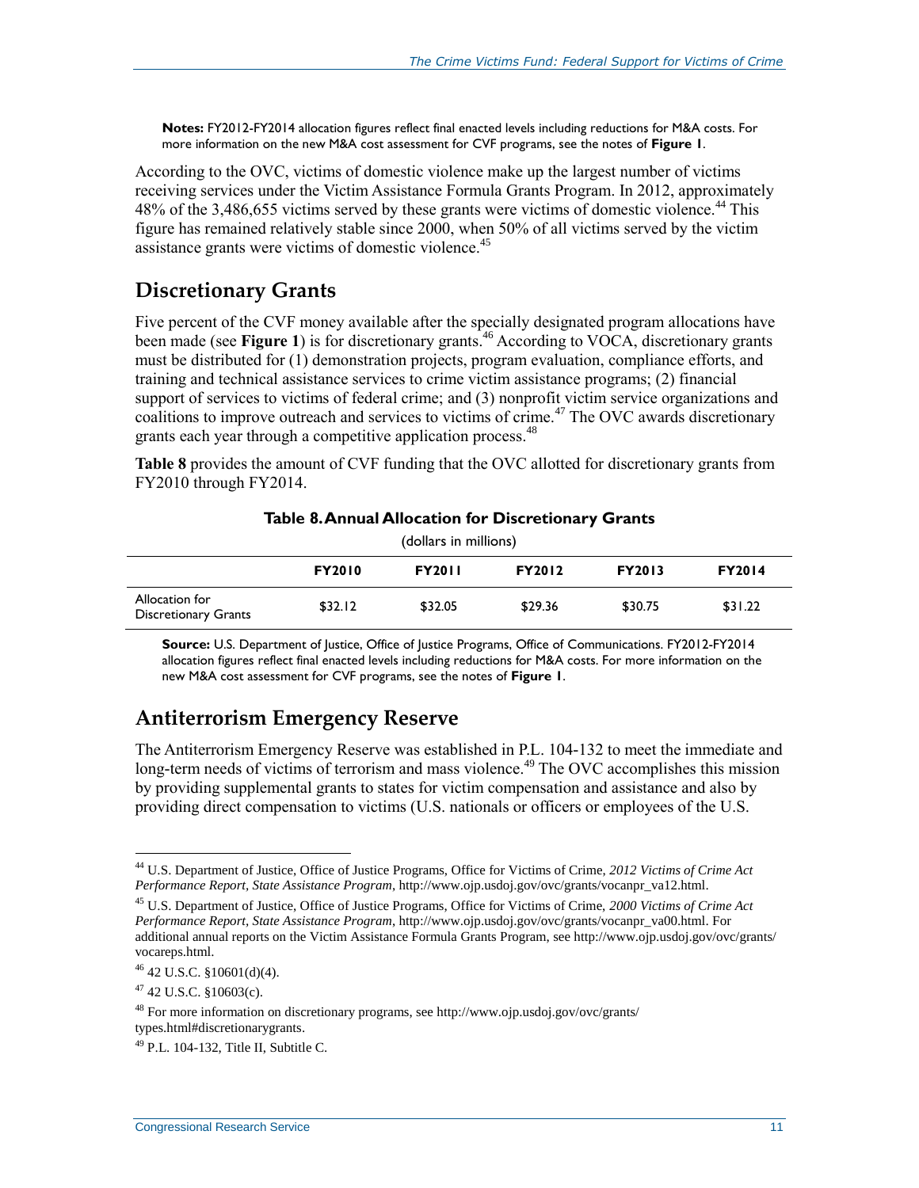**Notes:** FY2012-FY2014 allocation figures reflect final enacted levels including reductions for M&A costs. For more information on the new M&A cost assessment for CVF programs, see the notes of **Figure 1**.

According to the OVC, victims of domestic violence make up the largest number of victims receiving services under the Victim Assistance Formula Grants Program. In 2012, approximately 48% of the 3,486,655 victims served by these grants were victims of domestic violence.[44] This figure has remained relatively stable since 2000, when 50% of all victims served by the victim assistance grants were victims of domestic violence.[45]

## Discretionary Grants

Five percent of the CVF money available after the specially designated program allocations have been made (see **Figure 1**) is for discretionary grants.[46] According to VOCA, discretionary grants must be distributed for (1) demonstration projects, program evaluation, compliance efforts, and training and technical assistance services to crime victim assistance programs; (2) financial support of services to victims of federal crime; and (3) nonprofit victim service organizations and coalitions to improve outreach and services to victims of crime.[47] The OVC awards discretionary grants each year through a competitive application process.[48]

**Table 8** provides the amount of CVF funding that the OVC allotted for discretionary grants from FY2010 through FY2014.

**Table 8. Annual Allocation for Discretionary Grants**

(dollars in millions)

| | FY2010 | FY2011 | FY2012 | FY2013 | FY2014 |
|---|---|---|---|---|---|
| Allocation for Discretionary Grants | $32.12 | $32.05 | $29.36 | $30.75 | $31.22 |

**Source:** U.S. Department of Justice, Office of Justice Programs, Office of Communications. FY2012-FY2014 allocation figures reflect final enacted levels including reductions for M&A costs. For more information on the new M&A cost assessment for CVF programs, see the notes of **Figure 1**.

## Antiterrorism Emergency Reserve

The Antiterrorism Emergency Reserve was established in P.L. 104-132 to meet the immediate and long-term needs of victims of terrorism and mass violence.[49] The OVC accomplishes this mission by providing supplemental grants to states for victim compensation and assistance and also by providing direct compensation to victims (U.S. nationals or officers or employees of the U.S.

---

[44] U.S. Department of Justice, Office of Justice Programs, Office for Victims of Crime, *2012 Victims of Crime Act Performance Report, State Assistance Program*, http://www.ojp.usdoj.gov/ovc/grants/vocanpr_va12.html.

[45] U.S. Department of Justice, Office of Justice Programs, Office for Victims of Crime, *2000 Victims of Crime Act Performance Report, State Assistance Program*, http://www.ojp.usdoj.gov/ovc/grants/vocanpr_va00.html. For additional annual reports on the Victim Assistance Formula Grants Program, see http://www.ojp.usdoj.gov/ovc/grants/vocareps.html.

[46] 42 U.S.C. §10601(d)(4).

[47] 42 U.S.C. §10603(c).

[48] For more information on discretionary programs, see http://www.ojp.usdoj.gov/ovc/grants/types.html#discretionarygrants.

[49] P.L. 104-132, Title II, Subtitle C.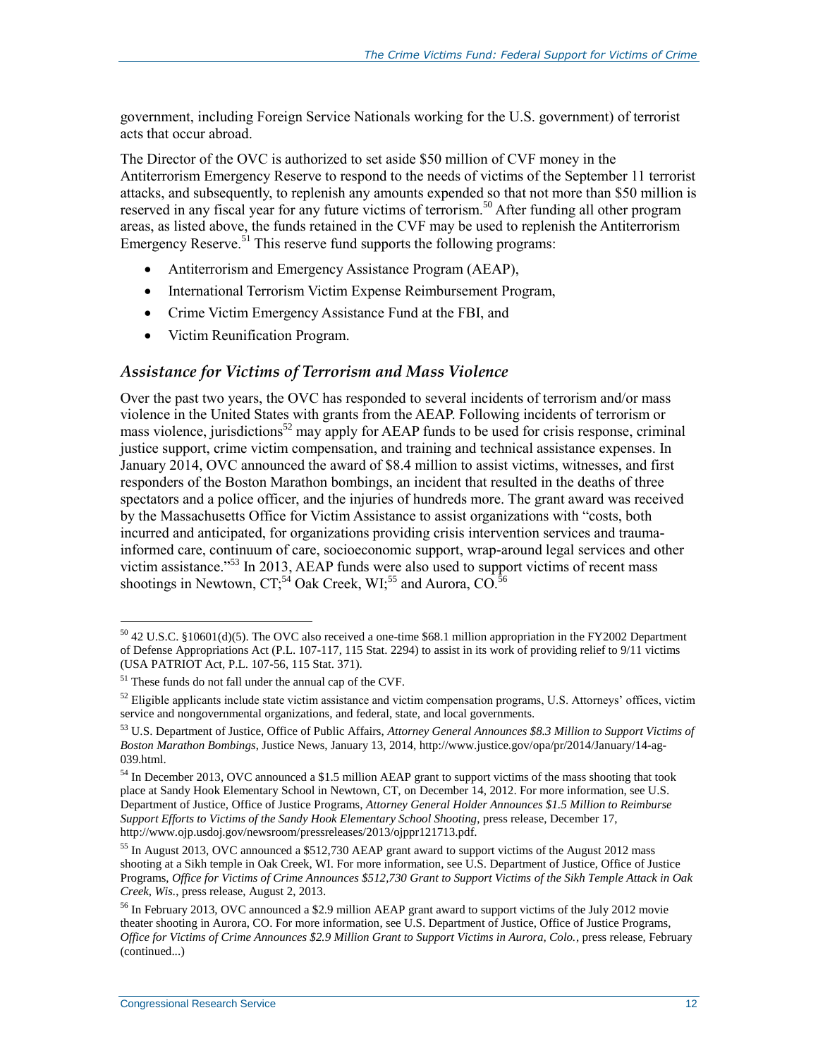government, including Foreign Service Nationals working for the U.S. government) of terrorist acts that occur abroad.

The Director of the OVC is authorized to set aside $50 million of CVF money in the Antiterrorism Emergency Reserve to respond to the needs of victims of the September 11 terrorist attacks, and subsequently, to replenish any amounts expended so that not more than $50 million is reserved in any fiscal year for any future victims of terrorism.[50] After funding all other program areas, as listed above, the funds retained in the CVF may be used to replenish the Antiterrorism Emergency Reserve.[51] This reserve fund supports the following programs:

- Antiterrorism and Emergency Assistance Program (AEAP),
- International Terrorism Victim Expense Reimbursement Program,
- Crime Victim Emergency Assistance Fund at the FBI, and
- Victim Reunification Program.

### *Assistance for Victims of Terrorism and Mass Violence*

Over the past two years, the OVC has responded to several incidents of terrorism and/or mass violence in the United States with grants from the AEAP. Following incidents of terrorism or mass violence, jurisdictions[52] may apply for AEAP funds to be used for crisis response, criminal justice support, crime victim compensation, and training and technical assistance expenses. In January 2014, OVC announced the award of $8.4 million to assist victims, witnesses, and first responders of the Boston Marathon bombings, an incident that resulted in the deaths of three spectators and a police officer, and the injuries of hundreds more. The grant award was received by the Massachusetts Office for Victim Assistance to assist organizations with "costs, both incurred and anticipated, for organizations providing crisis intervention services and trauma-informed care, continuum of care, socioeconomic support, wrap-around legal services and other victim assistance."[53] In 2013, AEAP funds were also used to support victims of recent mass shootings in Newtown, CT;[54] Oak Creek, WI;[55] and Aurora, CO.[56]

---

[50] 42 U.S.C. §10601(d)(5). The OVC also received a one-time $68.1 million appropriation in the FY2002 Department of Defense Appropriations Act (P.L. 107-117, 115 Stat. 2294) to assist in its work of providing relief to 9/11 victims (USA PATRIOT Act, P.L. 107-56, 115 Stat. 371).

[51] These funds do not fall under the annual cap of the CVF.

[52] Eligible applicants include state victim assistance and victim compensation programs, U.S. Attorneys' offices, victim service and nongovernmental organizations, and federal, state, and local governments.

[53] U.S. Department of Justice, Office of Public Affairs, *Attorney General Announces $8.3 Million to Support Victims of Boston Marathon Bombings*, Justice News, January 13, 2014, http://www.justice.gov/opa/pr/2014/January/14-ag-039.html.

[54] In December 2013, OVC announced a $1.5 million AEAP grant to support victims of the mass shooting that took place at Sandy Hook Elementary School in Newtown, CT, on December 14, 2012. For more information, see U.S. Department of Justice, Office of Justice Programs, *Attorney General Holder Announces $1.5 Million to Reimburse Support Efforts to Victims of the Sandy Hook Elementary School Shooting*, press release, December 17, http://www.ojp.usdoj.gov/newsroom/pressreleases/2013/ojppr121713.pdf.

[55] In August 2013, OVC announced a $512,730 AEAP grant award to support victims of the August 2012 mass shooting at a Sikh temple in Oak Creek, WI. For more information, see U.S. Department of Justice, Office of Justice Programs, *Office for Victims of Crime Announces $512,730 Grant to Support Victims of the Sikh Temple Attack in Oak Creek, Wis.*, press release, August 2, 2013.

[56] In February 2013, OVC announced a $2.9 million AEAP grant award to support victims of the July 2012 movie theater shooting in Aurora, CO. For more information, see U.S. Department of Justice, Office of Justice Programs, *Office for Victims of Crime Announces $2.9 Million Grant to Support Victims in Aurora, Colo.*, press release, February (continued...)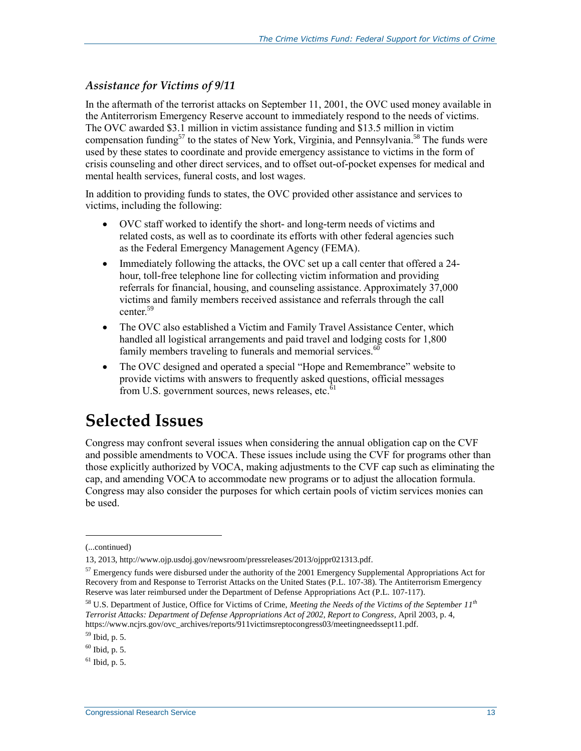### *Assistance for Victims of 9/11*

In the aftermath of the terrorist attacks on September 11, 2001, the OVC used money available in the Antiterrorism Emergency Reserve account to immediately respond to the needs of victims. The OVC awarded $3.1 million in victim assistance funding and $13.5 million in victim compensation funding[57] to the states of New York, Virginia, and Pennsylvania.[58] The funds were used by these states to coordinate and provide emergency assistance to victims in the form of crisis counseling and other direct services, and to offset out-of-pocket expenses for medical and mental health services, funeral costs, and lost wages.

In addition to providing funds to states, the OVC provided other assistance and services to victims, including the following:

- OVC staff worked to identify the short- and long-term needs of victims and related costs, as well as to coordinate its efforts with other federal agencies such as the Federal Emergency Management Agency (FEMA).
- Immediately following the attacks, the OVC set up a call center that offered a 24-hour, toll-free telephone line for collecting victim information and providing referrals for financial, housing, and counseling assistance. Approximately 37,000 victims and family members received assistance and referrals through the call center.[59]
- The OVC also established a Victim and Family Travel Assistance Center, which handled all logistical arrangements and paid travel and lodging costs for 1,800 family members traveling to funerals and memorial services.[60]
- The OVC designed and operated a special "Hope and Remembrance" website to provide victims with answers to frequently asked questions, official messages from U.S. government sources, news releases, etc.[61]

# Selected Issues

Congress may confront several issues when considering the annual obligation cap on the CVF and possible amendments to VOCA. These issues include using the CVF for programs other than those explicitly authorized by VOCA, making adjustments to the CVF cap such as eliminating the cap, and amending VOCA to accommodate new programs or to adjust the allocation formula. Congress may also consider the purposes for which certain pools of victim services monies can be used.

---

(...continued)

13, 2013, http://www.ojp.usdoj.gov/newsroom/pressreleases/2013/ojppr021313.pdf.

[57] Emergency funds were disbursed under the authority of the 2001 Emergency Supplemental Appropriations Act for Recovery from and Response to Terrorist Attacks on the United States (P.L. 107-38). The Antiterrorism Emergency Reserve was later reimbursed under the Department of Defense Appropriations Act (P.L. 107-117).

[58] U.S. Department of Justice, Office for Victims of Crime, *Meeting the Needs of the Victims of the September 11th Terrorist Attacks: Department of Defense Appropriations Act of 2002, Report to Congress*, April 2003, p. 4, https://www.ncjrs.gov/ovc_archives/reports/911victimsreptocongress03/meetingneedssept11.pdf.

[59] Ibid, p. 5.

[60] Ibid, p. 5.

[61] Ibid, p. 5.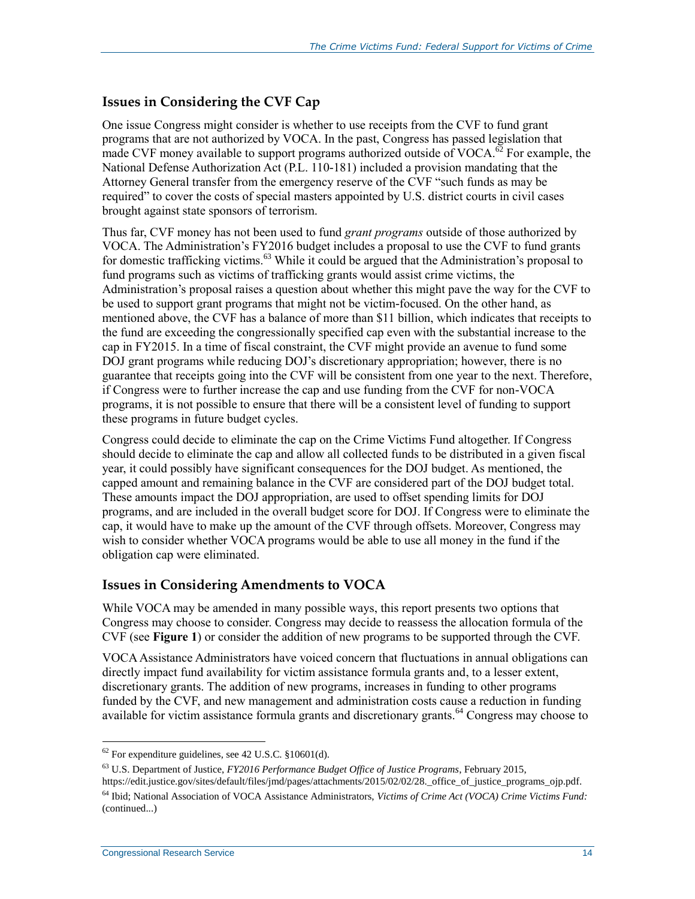## Issues in Considering the CVF Cap

One issue Congress might consider is whether to use receipts from the CVF to fund grant programs that are not authorized by VOCA. In the past, Congress has passed legislation that made CVF money available to support programs authorized outside of VOCA.[62] For example, the National Defense Authorization Act (P.L. 110-181) included a provision mandating that the Attorney General transfer from the emergency reserve of the CVF "such funds as may be required" to cover the costs of special masters appointed by U.S. district courts in civil cases brought against state sponsors of terrorism.

Thus far, CVF money has not been used to fund *grant programs* outside of those authorized by VOCA. The Administration's FY2016 budget includes a proposal to use the CVF to fund grants for domestic trafficking victims.[63] While it could be argued that the Administration's proposal to fund programs such as victims of trafficking grants would assist crime victims, the Administration's proposal raises a question about whether this might pave the way for the CVF to be used to support grant programs that might not be victim-focused. On the other hand, as mentioned above, the CVF has a balance of more than $11 billion, which indicates that receipts to the fund are exceeding the congressionally specified cap even with the substantial increase to the cap in FY2015. In a time of fiscal constraint, the CVF might provide an avenue to fund some DOJ grant programs while reducing DOJ's discretionary appropriation; however, there is no guarantee that receipts going into the CVF will be consistent from one year to the next. Therefore, if Congress were to further increase the cap and use funding from the CVF for non-VOCA programs, it is not possible to ensure that there will be a consistent level of funding to support these programs in future budget cycles.

Congress could decide to eliminate the cap on the Crime Victims Fund altogether. If Congress should decide to eliminate the cap and allow all collected funds to be distributed in a given fiscal year, it could possibly have significant consequences for the DOJ budget. As mentioned, the capped amount and remaining balance in the CVF are considered part of the DOJ budget total. These amounts impact the DOJ appropriation, are used to offset spending limits for DOJ programs, and are included in the overall budget score for DOJ. If Congress were to eliminate the cap, it would have to make up the amount of the CVF through offsets. Moreover, Congress may wish to consider whether VOCA programs would be able to use all money in the fund if the obligation cap were eliminated.

## Issues in Considering Amendments to VOCA

While VOCA may be amended in many possible ways, this report presents two options that Congress may choose to consider. Congress may decide to reassess the allocation formula of the CVF (see **Figure 1**) or consider the addition of new programs to be supported through the CVF.

VOCA Assistance Administrators have voiced concern that fluctuations in annual obligations can directly impact fund availability for victim assistance formula grants and, to a lesser extent, discretionary grants. The addition of new programs, increases in funding to other programs funded by the CVF, and new management and administration costs cause a reduction in funding available for victim assistance formula grants and discretionary grants.[64] Congress may choose to

---

[62] For expenditure guidelines, see 42 U.S.C. §10601(d).

[63] U.S. Department of Justice, *FY2016 Performance Budget Office of Justice Programs*, February 2015, https://edit.justice.gov/sites/default/files/jmd/pages/attachments/2015/02/02/28._office_of_justice_programs_ojp.pdf.

[64] Ibid; National Association of VOCA Assistance Administrators, *Victims of Crime Act (VOCA) Crime Victims Fund:* (continued...)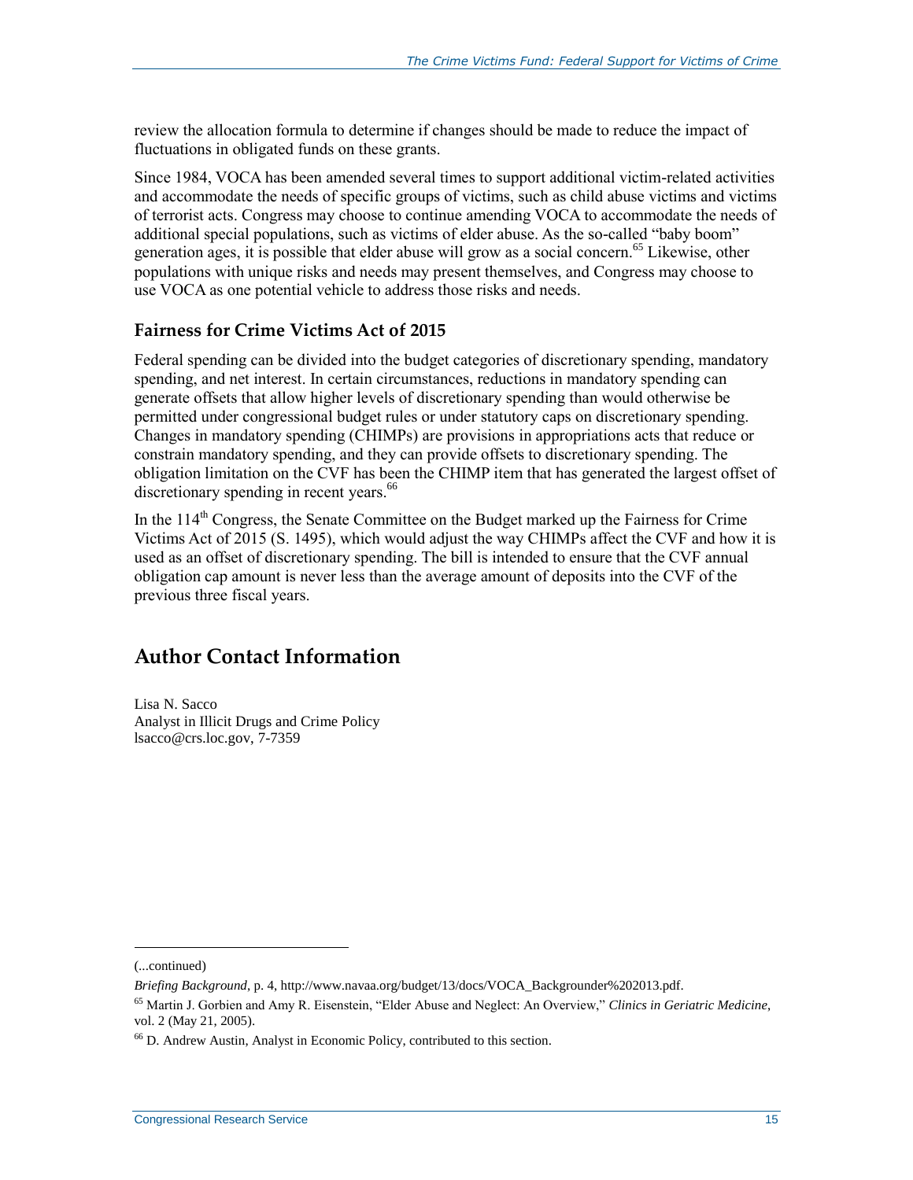review the allocation formula to determine if changes should be made to reduce the impact of fluctuations in obligated funds on these grants.

Since 1984, VOCA has been amended several times to support additional victim-related activities and accommodate the needs of specific groups of victims, such as child abuse victims and victims of terrorist acts. Congress may choose to continue amending VOCA to accommodate the needs of additional special populations, such as victims of elder abuse. As the so-called "baby boom" generation ages, it is possible that elder abuse will grow as a social concern.[65] Likewise, other populations with unique risks and needs may present themselves, and Congress may choose to use VOCA as one potential vehicle to address those risks and needs.

### Fairness for Crime Victims Act of 2015

Federal spending can be divided into the budget categories of discretionary spending, mandatory spending, and net interest. In certain circumstances, reductions in mandatory spending can generate offsets that allow higher levels of discretionary spending than would otherwise be permitted under congressional budget rules or under statutory caps on discretionary spending. Changes in mandatory spending (CHIMPs) are provisions in appropriations acts that reduce or constrain mandatory spending, and they can provide offsets to discretionary spending. The obligation limitation on the CVF has been the CHIMP item that has generated the largest offset of discretionary spending in recent years.[66]

In the 114th Congress, the Senate Committee on the Budget marked up the Fairness for Crime Victims Act of 2015 (S. 1495), which would adjust the way CHIMPs affect the CVF and how it is used as an offset of discretionary spending. The bill is intended to ensure that the CVF annual obligation cap amount is never less than the average amount of deposits into the CVF of the previous three fiscal years.

## Author Contact Information

Lisa N. Sacco
Analyst in Illicit Drugs and Crime Policy
lsacco@crs.loc.gov, 7-7359

(...continued)

*Briefing Background*, p. 4, http://www.navaa.org/budget/13/docs/VOCA_Backgrounder%202013.pdf.

[65] Martin J. Gorbien and Amy R. Eisenstein, "Elder Abuse and Neglect: An Overview," *Clinics in Geriatric Medicine*, vol. 2 (May 21, 2005).

[66] D. Andrew Austin, Analyst in Economic Policy, contributed to this section.